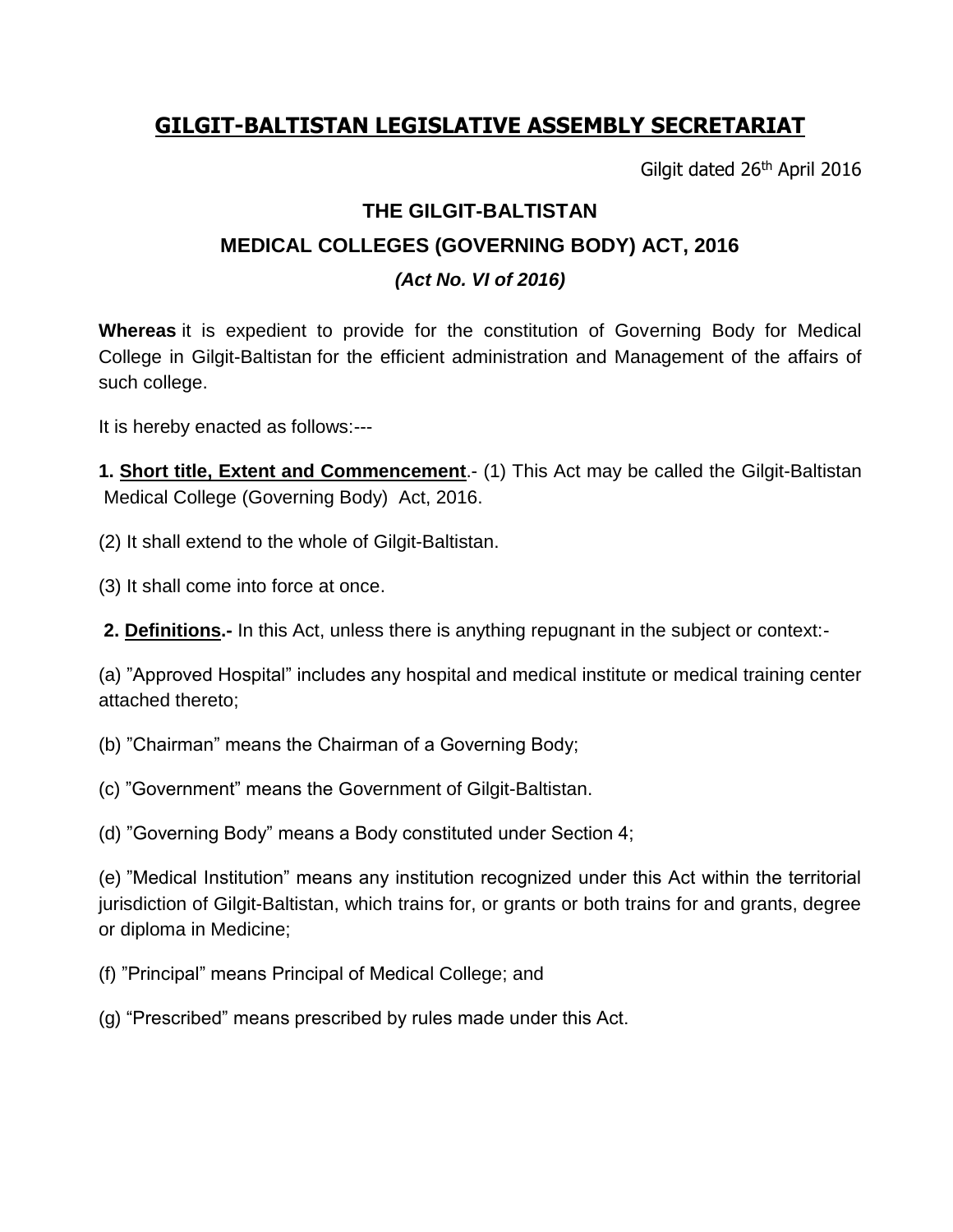# GILGIT-BALTISTAN LEGISLATIVE ASSEMBLY SECRETARIAT

Gilgit dated 26th April 2016

## THE GILGIT-BALTISTAN MEDICAL COLLEGES (GOVERNING BODY) ACT, 2016

***(Act No. VI of 2016)***

**Whereas** it is expedient to provide for the constitution of Governing Body for Medical College in Gilgit-Baltistan for the efficient administration and Management of the affairs of such college.

It is hereby enacted as follows:---

**1. Short title, Extent and Commencement**.- (1) This Act may be called the Gilgit-Baltistan Medical College (Governing Body) Act, 2016.

(2) It shall extend to the whole of Gilgit-Baltistan.

(3) It shall come into force at once.

**2. Definitions.-** In this Act, unless there is anything repugnant in the subject or context:-

(a) "Approved Hospital" includes any hospital and medical institute or medical training center attached thereto;

(b) "Chairman" means the Chairman of a Governing Body;

(c) "Government" means the Government of Gilgit-Baltistan.

(d) "Governing Body" means a Body constituted under Section 4;

(e) "Medical Institution" means any institution recognized under this Act within the territorial jurisdiction of Gilgit-Baltistan, which trains for, or grants or both trains for and grants, degree or diploma in Medicine;

(f) "Principal" means Principal of Medical College; and

(g) "Prescribed" means prescribed by rules made under this Act.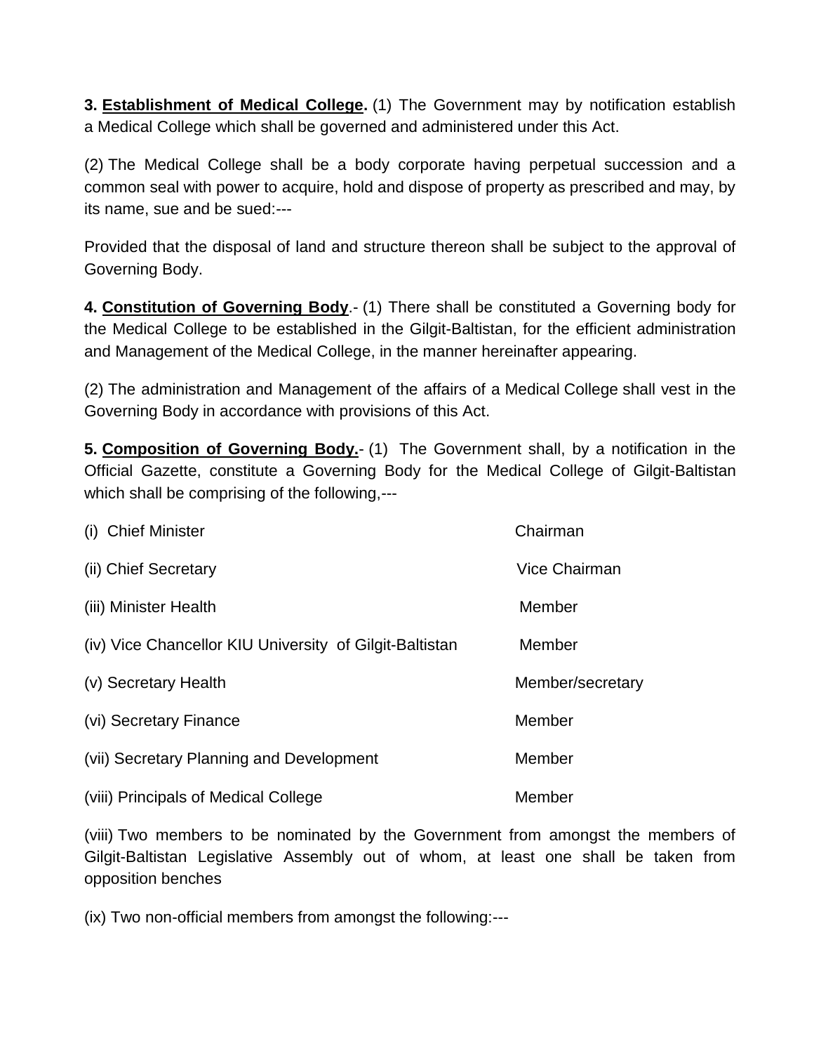**3. <u>Establishment of Medical College</u>.** (1) The Government may by notification establish a Medical College which shall be governed and administered under this Act.

(2) The Medical College shall be a body corporate having perpetual succession and a common seal with power to acquire, hold and dispose of property as prescribed and may, by its name, sue and be sued:---

Provided that the disposal of land and structure thereon shall be subject to the approval of Governing Body.

**4. <u>Constitution of Governing Body</u>**.- (1) There shall be constituted a Governing body for the Medical College to be established in the Gilgit-Baltistan, for the efficient administration and Management of the Medical College, in the manner hereinafter appearing.

(2) The administration and Management of the affairs of a Medical College shall vest in the Governing Body in accordance with provisions of this Act.

**5. <u>Composition of Governing Body.</u>**- (1) The Government shall, by a notification in the Official Gazette, constitute a Governing Body for the Medical College of Gilgit-Baltistan which shall be comprising of the following,---

| | |
|---|---|
| (i) Chief Minister | Chairman |
| (ii) Chief Secretary | Vice Chairman |
| (iii) Minister Health | Member |
| (iv) Vice Chancellor KIU University of Gilgit-Baltistan | Member |
| (v) Secretary Health | Member/secretary |
| (vi) Secretary Finance | Member |
| (vii) Secretary Planning and Development | Member |
| (viii) Principals of Medical College | Member |

(viii) Two members to be nominated by the Government from amongst the members of Gilgit-Baltistan Legislative Assembly out of whom, at least one shall be taken from opposition benches

(ix) Two non-official members from amongst the following:---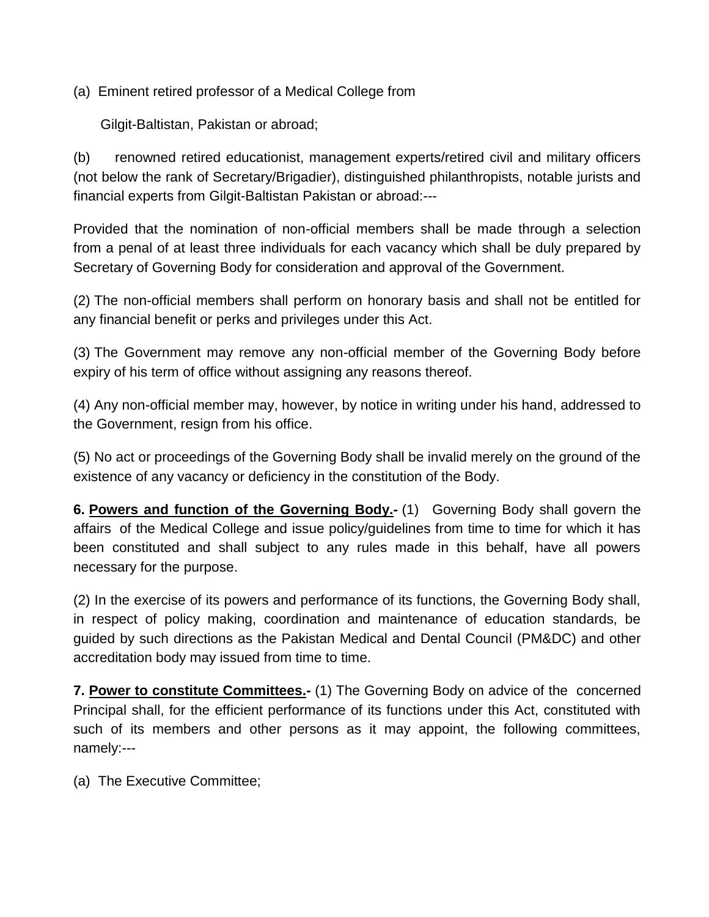(a) Eminent retired professor of a Medical College from Gilgit-Baltistan, Pakistan or abroad;

(b) renowned retired educationist, management experts/retired civil and military officers (not below the rank of Secretary/Brigadier), distinguished philanthropists, notable jurists and financial experts from Gilgit-Baltistan Pakistan or abroad:---

Provided that the nomination of non-official members shall be made through a selection from a penal of at least three individuals for each vacancy which shall be duly prepared by Secretary of Governing Body for consideration and approval of the Government.

(2) The non-official members shall perform on honorary basis and shall not be entitled for any financial benefit or perks and privileges under this Act.

(3) The Government may remove any non-official member of the Governing Body before expiry of his term of office without assigning any reasons thereof.

(4) Any non-official member may, however, by notice in writing under his hand, addressed to the Government, resign from his office.

(5) No act or proceedings of the Governing Body shall be invalid merely on the ground of the existence of any vacancy or deficiency in the constitution of the Body.

**6. <u>Powers and function of the Governing Body</u>.-** (1) Governing Body shall govern the affairs of the Medical College and issue policy/guidelines from time to time for which it has been constituted and shall subject to any rules made in this behalf, have all powers necessary for the purpose.

(2) In the exercise of its powers and performance of its functions, the Governing Body shall, in respect of policy making, coordination and maintenance of education standards, be guided by such directions as the Pakistan Medical and Dental Council (PM&DC) and other accreditation body may issued from time to time.

**7. <u>Power to constitute Committees</u>.-** (1) The Governing Body on advice of the concerned Principal shall, for the efficient performance of its functions under this Act, constituted with such of its members and other persons as it may appoint, the following committees, namely:---

(a) The Executive Committee;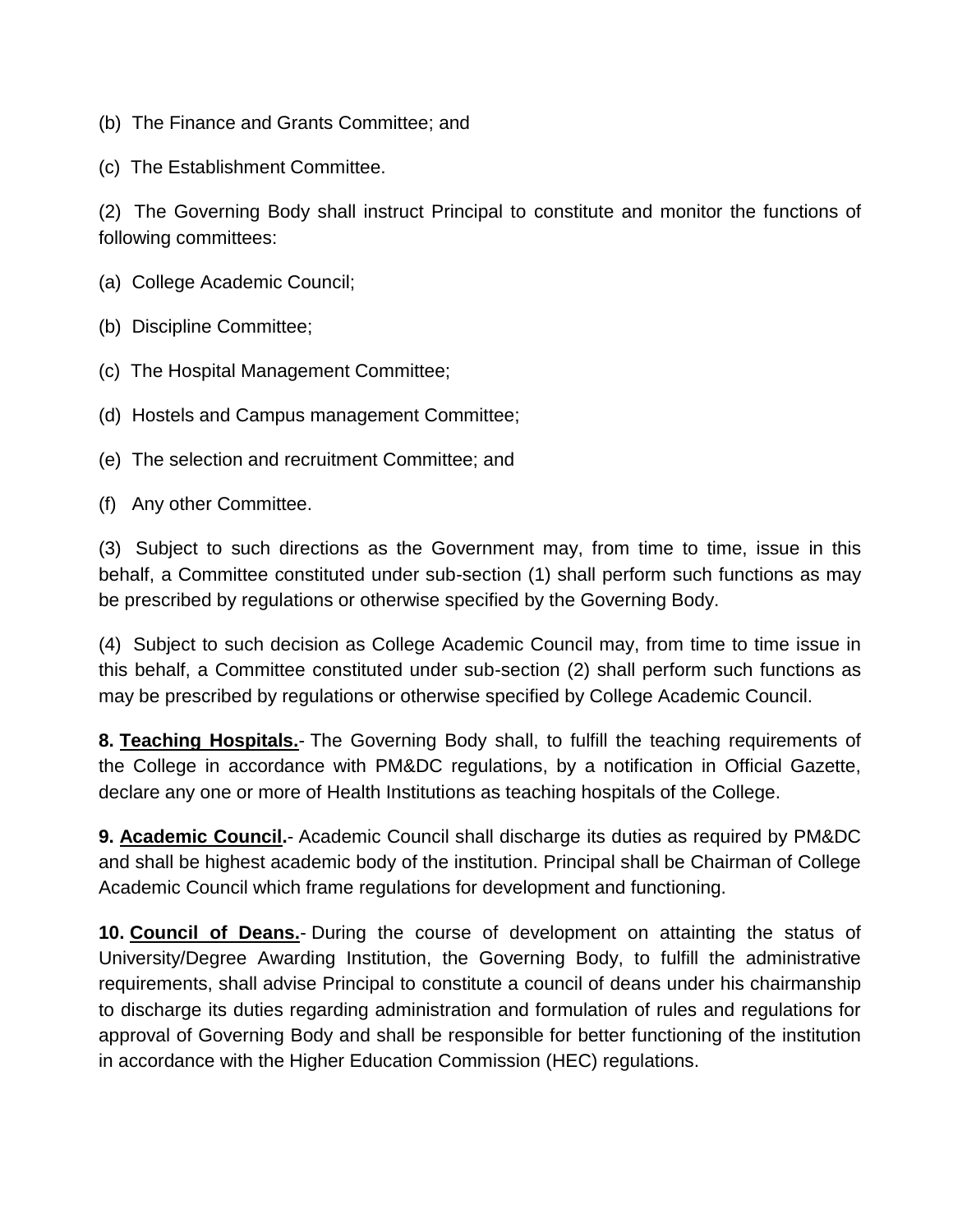(b)  The Finance and Grants Committee; and

(c)  The Establishment Committee.

(2)  The Governing Body shall instruct Principal to constitute and monitor the functions of following committees:

(a)  College Academic Council;

(b)  Discipline Committee;

(c)  The Hospital Management Committee;

(d)  Hostels and Campus management Committee;

(e)  The selection and recruitment Committee; and

(f)  Any other Committee.

(3)  Subject to such directions as the Government may, from time to time, issue in this behalf, a Committee constituted under sub-section (1) shall perform such functions as may be prescribed by regulations or otherwise specified by the Governing Body.

(4)  Subject to such decision as College Academic Council may, from time to time issue in this behalf, a Committee constituted under sub-section (2) shall perform such functions as may be prescribed by regulations or otherwise specified by College Academic Council.

**8. <u>Teaching Hospitals.</u>**- The Governing Body shall, to fulfill the teaching requirements of the College in accordance with PM&DC regulations, by a notification in Official Gazette, declare any one or more of Health Institutions as teaching hospitals of the College.

**9. <u>Academic Council</u>.**- Academic Council shall discharge its duties as required by PM&DC and shall be highest academic body of the institution. Principal shall be Chairman of College Academic Council which frame regulations for development and functioning.

**10. <u>Council of Deans.</u>**- During the course of development on attainting the status of University/Degree Awarding Institution, the Governing Body, to fulfill the administrative requirements, shall advise Principal to constitute a council of deans under his chairmanship to discharge its duties regarding administration and formulation of rules and regulations for approval of Governing Body and shall be responsible for better functioning of the institution in accordance with the Higher Education Commission (HEC) regulations.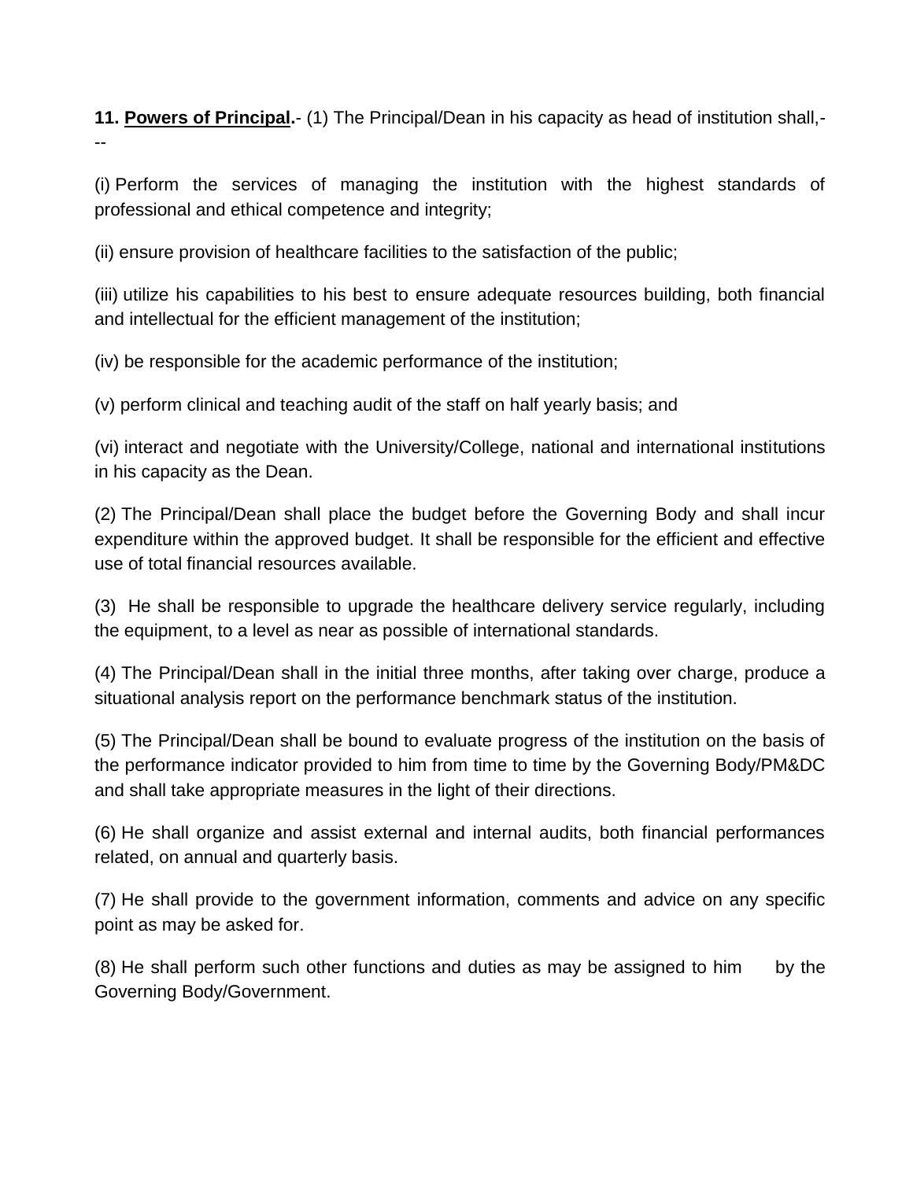**11. <u>Powers of Principal</u>.**- (1) The Principal/Dean in his capacity as head of institution shall,---

(i) Perform the services of managing the institution with the highest standards of professional and ethical competence and integrity;

(ii) ensure provision of healthcare facilities to the satisfaction of the public;

(iii) utilize his capabilities to his best to ensure adequate resources building, both financial and intellectual for the efficient management of the institution;

(iv) be responsible for the academic performance of the institution;

(v) perform clinical and teaching audit of the staff on half yearly basis; and

(vi) interact and negotiate with the University/College, national and international institutions in his capacity as the Dean.

(2) The Principal/Dean shall place the budget before the Governing Body and shall incur expenditure within the approved budget. It shall be responsible for the efficient and effective use of total financial resources available.

(3) He shall be responsible to upgrade the healthcare delivery service regularly, including the equipment, to a level as near as possible of international standards.

(4) The Principal/Dean shall in the initial three months, after taking over charge, produce a situational analysis report on the performance benchmark status of the institution.

(5) The Principal/Dean shall be bound to evaluate progress of the institution on the basis of the performance indicator provided to him from time to time by the Governing Body/PM&DC and shall take appropriate measures in the light of their directions.

(6) He shall organize and assist external and internal audits, both financial performances related, on annual and quarterly basis.

(7) He shall provide to the government information, comments and advice on any specific point as may be asked for.

(8) He shall perform such other functions and duties as may be assigned to him by the Governing Body/Government.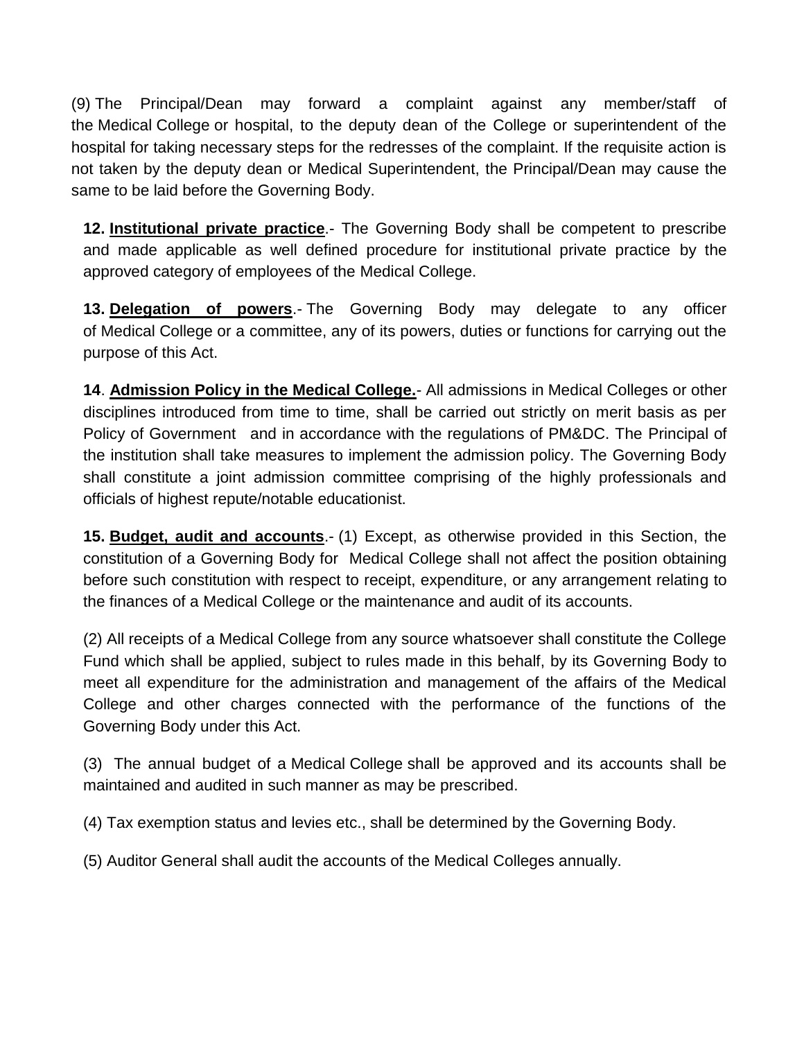(9) The Principal/Dean may forward a complaint against any member/staff of the Medical College or hospital, to the deputy dean of the College or superintendent of the hospital for taking necessary steps for the redresses of the complaint. If the requisite action is not taken by the deputy dean or Medical Superintendent, the Principal/Dean may cause the same to be laid before the Governing Body.

**12. <u>Institutional private practice</u>**.- The Governing Body shall be competent to prescribe and made applicable as well defined procedure for institutional private practice by the approved category of employees of the Medical College.

**13. <u>Delegation of powers</u>**.- The Governing Body may delegate to any officer of Medical College or a committee, any of its powers, duties or functions for carrying out the purpose of this Act.

**14**. **<u>Admission Policy in the Medical College.</u>**- All admissions in Medical Colleges or other disciplines introduced from time to time, shall be carried out strictly on merit basis as per Policy of Government and in accordance with the regulations of PM&DC. The Principal of the institution shall take measures to implement the admission policy. The Governing Body shall constitute a joint admission committee comprising of the highly professionals and officials of highest repute/notable educationist.

**15. <u>Budget, audit and accounts</u>**.- (1) Except, as otherwise provided in this Section, the constitution of a Governing Body for Medical College shall not affect the position obtaining before such constitution with respect to receipt, expenditure, or any arrangement relating to the finances of a Medical College or the maintenance and audit of its accounts.

(2) All receipts of a Medical College from any source whatsoever shall constitute the College Fund which shall be applied, subject to rules made in this behalf, by its Governing Body to meet all expenditure for the administration and management of the affairs of the Medical College and other charges connected with the performance of the functions of the Governing Body under this Act.

(3) The annual budget of a Medical College shall be approved and its accounts shall be maintained and audited in such manner as may be prescribed.

(4) Tax exemption status and levies etc., shall be determined by the Governing Body.

(5) Auditor General shall audit the accounts of the Medical Colleges annually.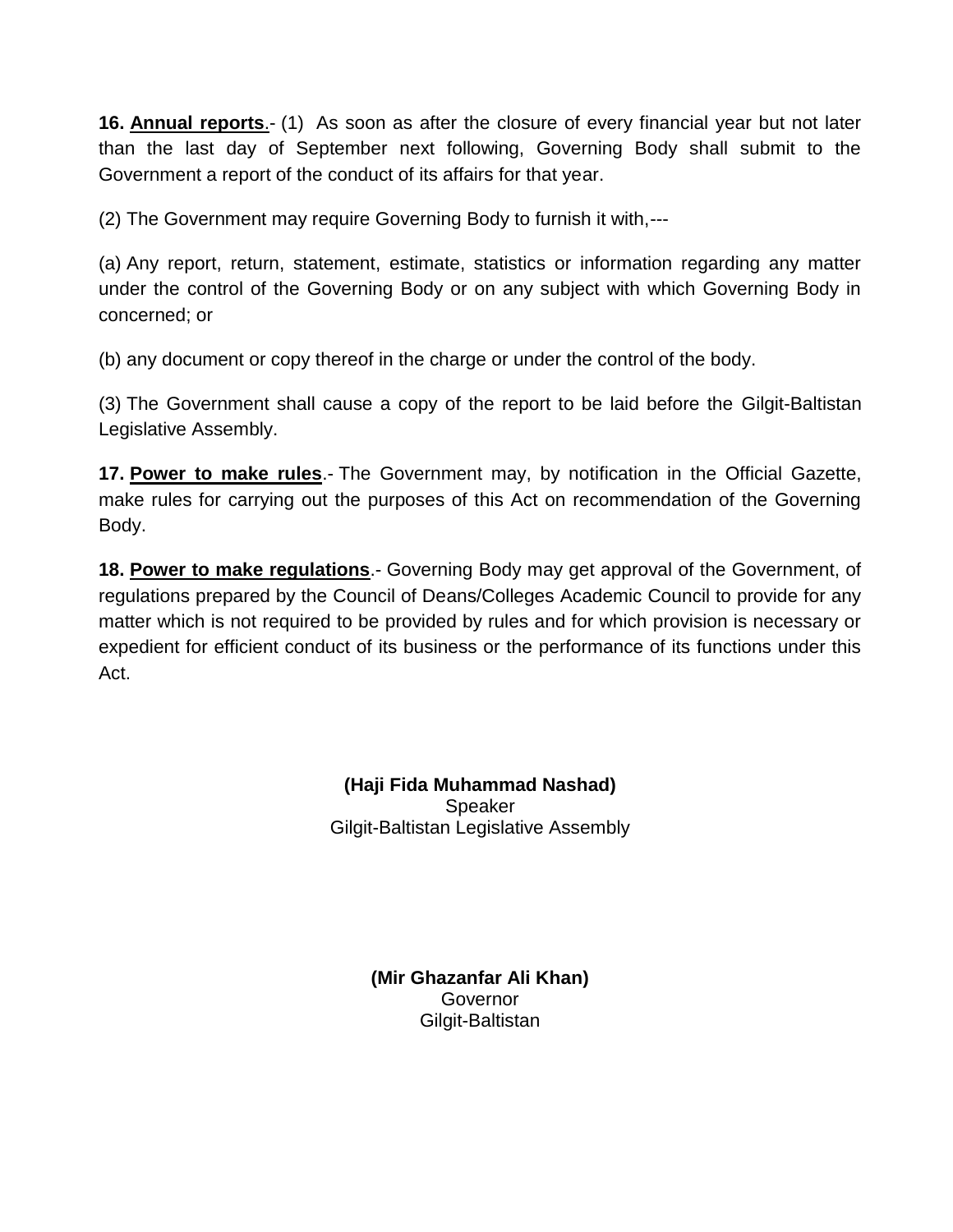**16. Annual reports**.- (1) As soon as after the closure of every financial year but not later than the last day of September next following, Governing Body shall submit to the Government a report of the conduct of its affairs for that year.

(2) The Government may require Governing Body to furnish it with,---

(a) Any report, return, statement, estimate, statistics or information regarding any matter under the control of the Governing Body or on any subject with which Governing Body in concerned; or

(b) any document or copy thereof in the charge or under the control of the body.

(3) The Government shall cause a copy of the report to be laid before the Gilgit-Baltistan Legislative Assembly.

**17. Power to make rules**.- The Government may, by notification in the Official Gazette, make rules for carrying out the purposes of this Act on recommendation of the Governing Body.

**18. Power to make regulations**.- Governing Body may get approval of the Government, of regulations prepared by the Council of Deans/Colleges Academic Council to provide for any matter which is not required to be provided by rules and for which provision is necessary or expedient for efficient conduct of its business or the performance of its functions under this Act.

**(Haji Fida Muhammad Nashad)**
Speaker
Gilgit-Baltistan Legislative Assembly

**(Mir Ghazanfar Ali Khan)**
Governor
Gilgit-Baltistan